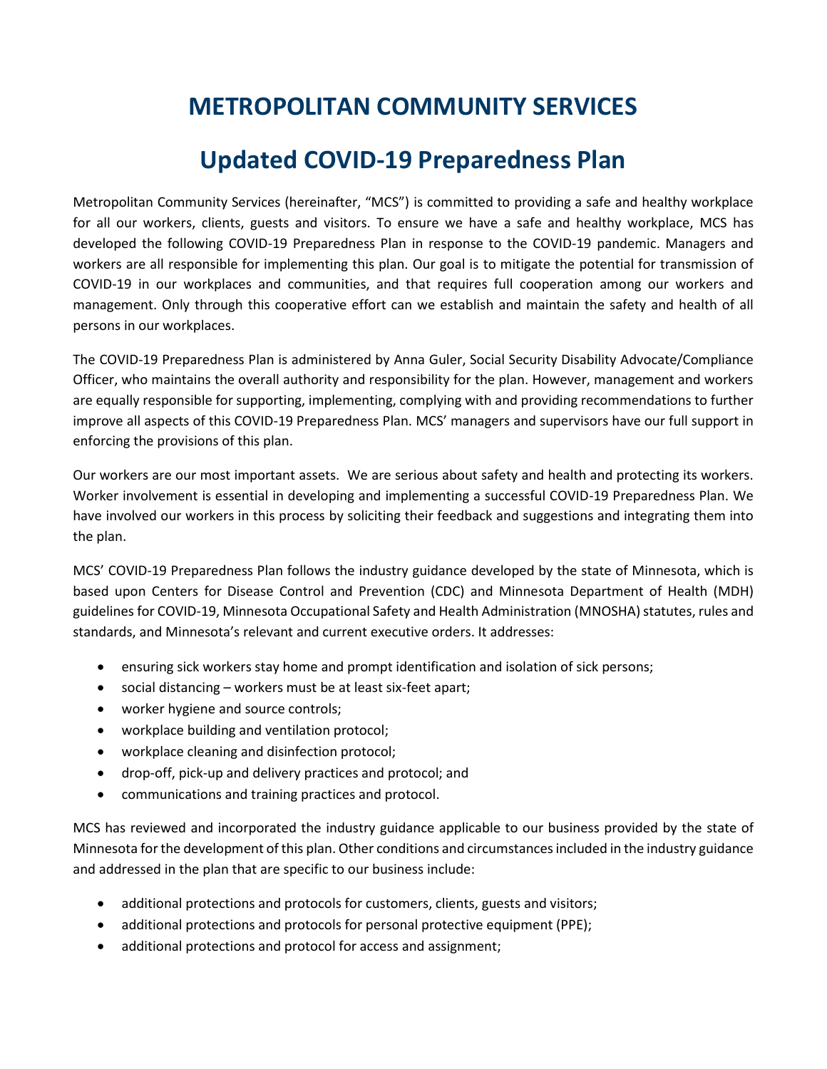# METROPOLITAN COMMUNITY SERVICES

# Updated COVID-19 Preparedness Plan

Metropolitan Community Services (hereinafter, "MCS") is committed to providing a safe and healthy workplace for all our workers, clients, guests and visitors. To ensure we have a safe and healthy workplace, MCS has developed the following COVID-19 Preparedness Plan in response to the COVID-19 pandemic. Managers and workers are all responsible for implementing this plan. Our goal is to mitigate the potential for transmission of COVID-19 in our workplaces and communities, and that requires full cooperation among our workers and management. Only through this cooperative effort can we establish and maintain the safety and health of all persons in our workplaces.

The COVID-19 Preparedness Plan is administered by Anna Guler, Social Security Disability Advocate/Compliance Officer, who maintains the overall authority and responsibility for the plan. However, management and workers are equally responsible for supporting, implementing, complying with and providing recommendations to further improve all aspects of this COVID-19 Preparedness Plan. MCS' managers and supervisors have our full support in enforcing the provisions of this plan.

Our workers are our most important assets. We are serious about safety and health and protecting its workers. Worker involvement is essential in developing and implementing a successful COVID-19 Preparedness Plan. We have involved our workers in this process by soliciting their feedback and suggestions and integrating them into the plan.

MCS' COVID-19 Preparedness Plan follows the industry guidance developed by the state of Minnesota, which is based upon Centers for Disease Control and Prevention (CDC) and Minnesota Department of Health (MDH) guidelines for COVID-19, Minnesota Occupational Safety and Health Administration (MNOSHA) statutes, rules and standards, and Minnesota's relevant and current executive orders. It addresses:

- ensuring sick workers stay home and prompt identification and isolation of sick persons;
- social distancing – workers must be at least six-feet apart;
- worker hygiene and source controls;
- workplace building and ventilation protocol;
- workplace cleaning and disinfection protocol;
- drop-off, pick-up and delivery practices and protocol; and
- communications and training practices and protocol.

MCS has reviewed and incorporated the industry guidance applicable to our business provided by the state of Minnesota for the development of this plan. Other conditions and circumstances included in the industry guidance and addressed in the plan that are specific to our business include:

- additional protections and protocols for customers, clients, guests and visitors;
- additional protections and protocols for personal protective equipment (PPE);
- additional protections and protocol for access and assignment;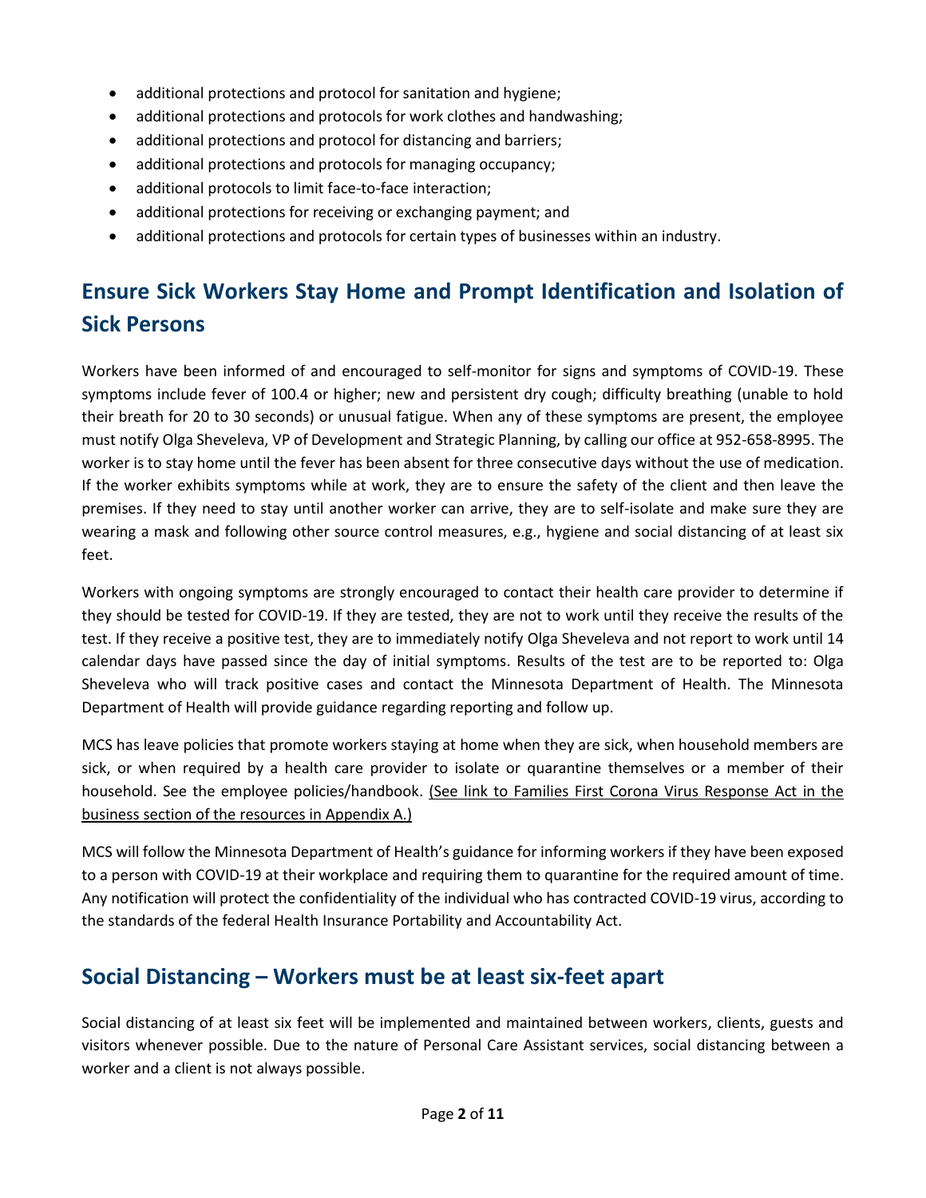- additional protections and protocol for sanitation and hygiene;
- additional protections and protocols for work clothes and handwashing;
- additional protections and protocol for distancing and barriers;
- additional protections and protocols for managing occupancy;
- additional protocols to limit face-to-face interaction;
- additional protections for receiving or exchanging payment; and
- additional protections and protocols for certain types of businesses within an industry.

## Ensure Sick Workers Stay Home and Prompt Identification and Isolation of Sick Persons

Workers have been informed of and encouraged to self-monitor for signs and symptoms of COVID-19. These symptoms include fever of 100.4 or higher; new and persistent dry cough; difficulty breathing (unable to hold their breath for 20 to 30 seconds) or unusual fatigue. When any of these symptoms are present, the employee must notify Olga Sheveleva, VP of Development and Strategic Planning, by calling our office at 952-658-8995. The worker is to stay home until the fever has been absent for three consecutive days without the use of medication. If the worker exhibits symptoms while at work, they are to ensure the safety of the client and then leave the premises. If they need to stay until another worker can arrive, they are to self-isolate and make sure they are wearing a mask and following other source control measures, e.g., hygiene and social distancing of at least six feet.

Workers with ongoing symptoms are strongly encouraged to contact their health care provider to determine if they should be tested for COVID-19. If they are tested, they are not to work until they receive the results of the test. If they receive a positive test, they are to immediately notify Olga Sheveleva and not report to work until 14 calendar days have passed since the day of initial symptoms. Results of the test are to be reported to: Olga Sheveleva who will track positive cases and contact the Minnesota Department of Health. The Minnesota Department of Health will provide guidance regarding reporting and follow up.

MCS has leave policies that promote workers staying at home when they are sick, when household members are sick, or when required by a health care provider to isolate or quarantine themselves or a member of their household. See the employee policies/handbook. (See link to Families First Corona Virus Response Act in the business section of the resources in Appendix A.)

MCS will follow the Minnesota Department of Health's guidance for informing workers if they have been exposed to a person with COVID-19 at their workplace and requiring them to quarantine for the required amount of time. Any notification will protect the confidentiality of the individual who has contracted COVID-19 virus, according to the standards of the federal Health Insurance Portability and Accountability Act.

## Social Distancing – Workers must be at least six-feet apart

Social distancing of at least six feet will be implemented and maintained between workers, clients, guests and visitors whenever possible. Due to the nature of Personal Care Assistant services, social distancing between a worker and a client is not always possible.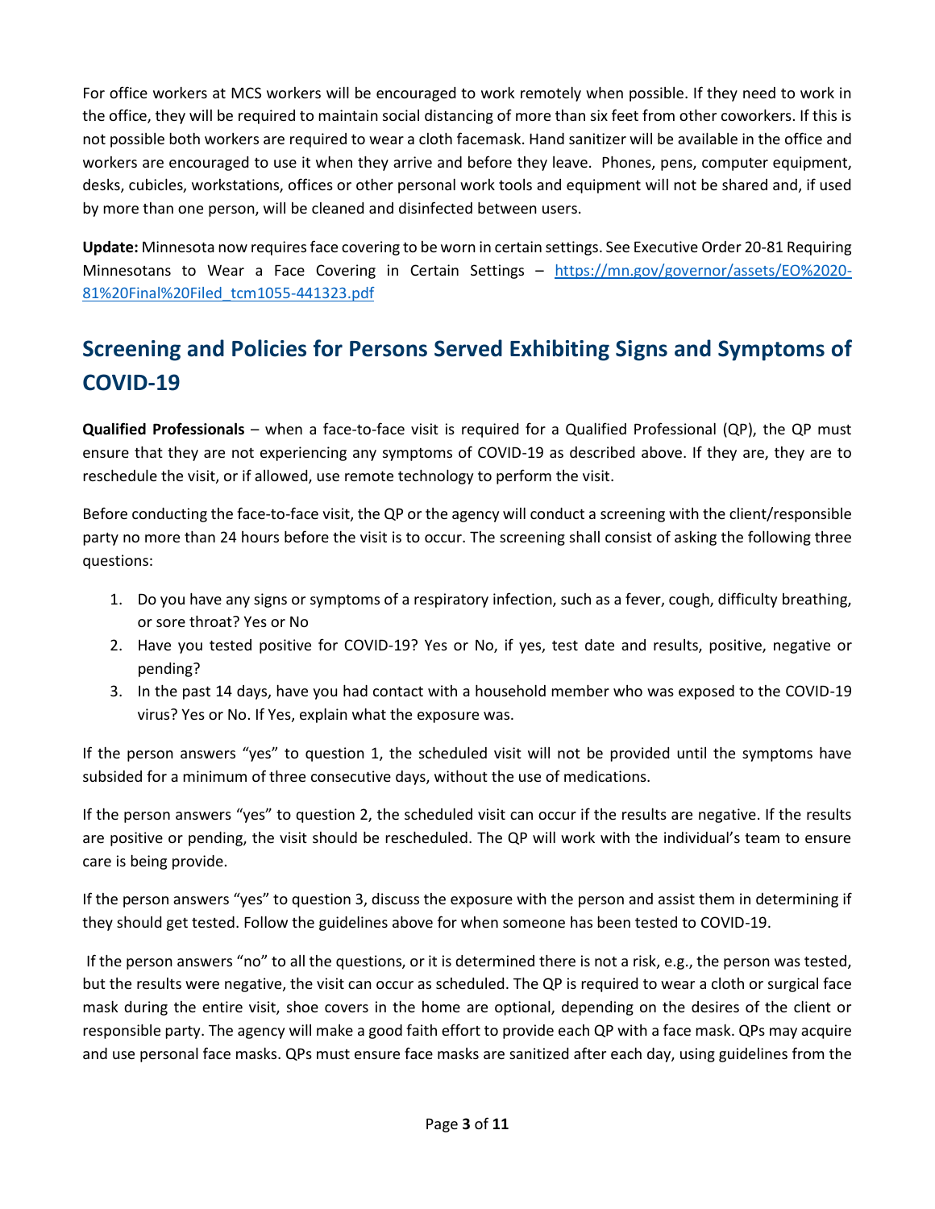For office workers at MCS workers will be encouraged to work remotely when possible. If they need to work in the office, they will be required to maintain social distancing of more than six feet from other coworkers. If this is not possible both workers are required to wear a cloth facemask. Hand sanitizer will be available in the office and workers are encouraged to use it when they arrive and before they leave. Phones, pens, computer equipment, desks, cubicles, workstations, offices or other personal work tools and equipment will not be shared and, if used by more than one person, will be cleaned and disinfected between users.

**Update:** Minnesota now requires face covering to be worn in certain settings. See Executive Order 20-81 Requiring Minnesotans to Wear a Face Covering in Certain Settings – [https://mn.gov/governor/assets/EO%2020-81%20Final%20Filed_tcm1055-441323.pdf](https://mn.gov/governor/assets/EO%2020-81%20Final%20Filed_tcm1055-441323.pdf)

## Screening and Policies for Persons Served Exhibiting Signs and Symptoms of COVID-19

**Qualified Professionals** – when a face-to-face visit is required for a Qualified Professional (QP), the QP must ensure that they are not experiencing any symptoms of COVID-19 as described above. If they are, they are to reschedule the visit, or if allowed, use remote technology to perform the visit.

Before conducting the face-to-face visit, the QP or the agency will conduct a screening with the client/responsible party no more than 24 hours before the visit is to occur. The screening shall consist of asking the following three questions:

1. Do you have any signs or symptoms of a respiratory infection, such as a fever, cough, difficulty breathing, or sore throat? Yes or No
2. Have you tested positive for COVID-19? Yes or No, if yes, test date and results, positive, negative or pending?
3. In the past 14 days, have you had contact with a household member who was exposed to the COVID-19 virus? Yes or No. If Yes, explain what the exposure was.

If the person answers "yes" to question 1, the scheduled visit will not be provided until the symptoms have subsided for a minimum of three consecutive days, without the use of medications.

If the person answers "yes" to question 2, the scheduled visit can occur if the results are negative. If the results are positive or pending, the visit should be rescheduled. The QP will work with the individual's team to ensure care is being provide.

If the person answers "yes" to question 3, discuss the exposure with the person and assist them in determining if they should get tested. Follow the guidelines above for when someone has been tested to COVID-19.

If the person answers "no" to all the questions, or it is determined there is not a risk, e.g., the person was tested, but the results were negative, the visit can occur as scheduled. The QP is required to wear a cloth or surgical face mask during the entire visit, shoe covers in the home are optional, depending on the desires of the client or responsible party. The agency will make a good faith effort to provide each QP with a face mask. QPs may acquire and use personal face masks. QPs must ensure face masks are sanitized after each day, using guidelines from the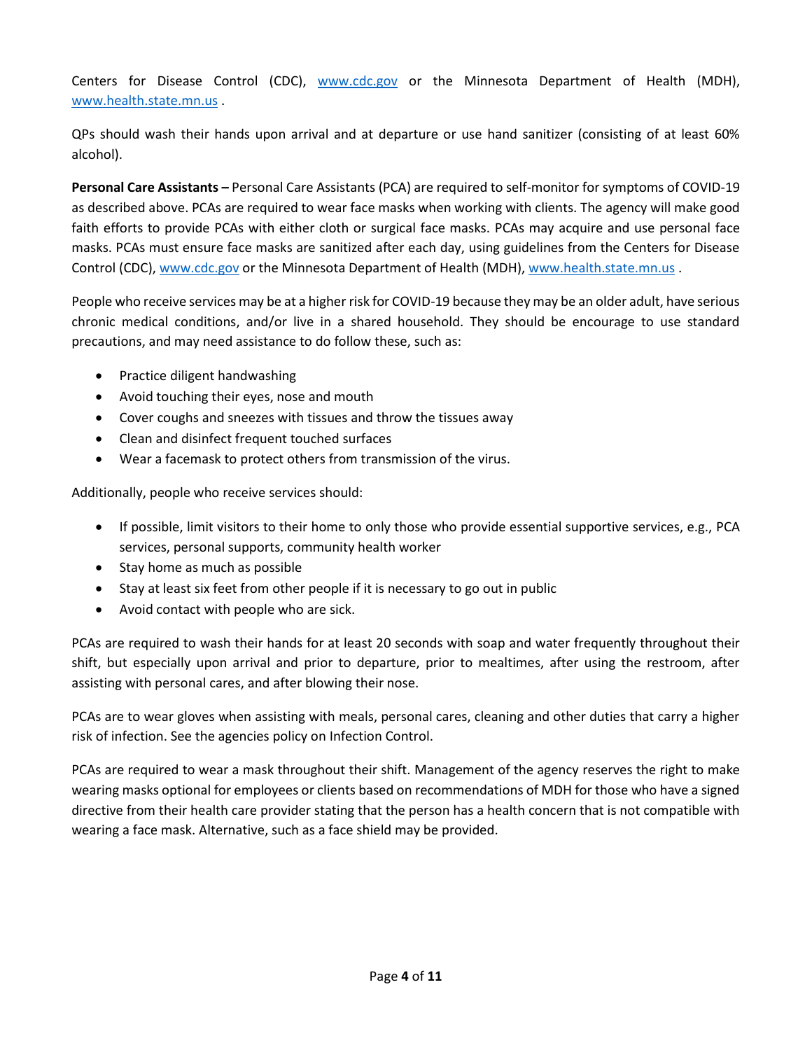Centers for Disease Control (CDC), www.cdc.gov or the Minnesota Department of Health (MDH), www.health.state.mn.us .

QPs should wash their hands upon arrival and at departure or use hand sanitizer (consisting of at least 60% alcohol).

**Personal Care Assistants –** Personal Care Assistants (PCA) are required to self-monitor for symptoms of COVID-19 as described above. PCAs are required to wear face masks when working with clients. The agency will make good faith efforts to provide PCAs with either cloth or surgical face masks. PCAs may acquire and use personal face masks. PCAs must ensure face masks are sanitized after each day, using guidelines from the Centers for Disease Control (CDC), www.cdc.gov or the Minnesota Department of Health (MDH), www.health.state.mn.us .

People who receive services may be at a higher risk for COVID-19 because they may be an older adult, have serious chronic medical conditions, and/or live in a shared household. They should be encourage to use standard precautions, and may need assistance to do follow these, such as:

- Practice diligent handwashing
- Avoid touching their eyes, nose and mouth
- Cover coughs and sneezes with tissues and throw the tissues away
- Clean and disinfect frequent touched surfaces
- Wear a facemask to protect others from transmission of the virus.

Additionally, people who receive services should:

- If possible, limit visitors to their home to only those who provide essential supportive services, e.g., PCA services, personal supports, community health worker
- Stay home as much as possible
- Stay at least six feet from other people if it is necessary to go out in public
- Avoid contact with people who are sick.

PCAs are required to wash their hands for at least 20 seconds with soap and water frequently throughout their shift, but especially upon arrival and prior to departure, prior to mealtimes, after using the restroom, after assisting with personal cares, and after blowing their nose.

PCAs are to wear gloves when assisting with meals, personal cares, cleaning and other duties that carry a higher risk of infection. See the agencies policy on Infection Control.

PCAs are required to wear a mask throughout their shift. Management of the agency reserves the right to make wearing masks optional for employees or clients based on recommendations of MDH for those who have a signed directive from their health care provider stating that the person has a health concern that is not compatible with wearing a face mask. Alternative, such as a face shield may be provided.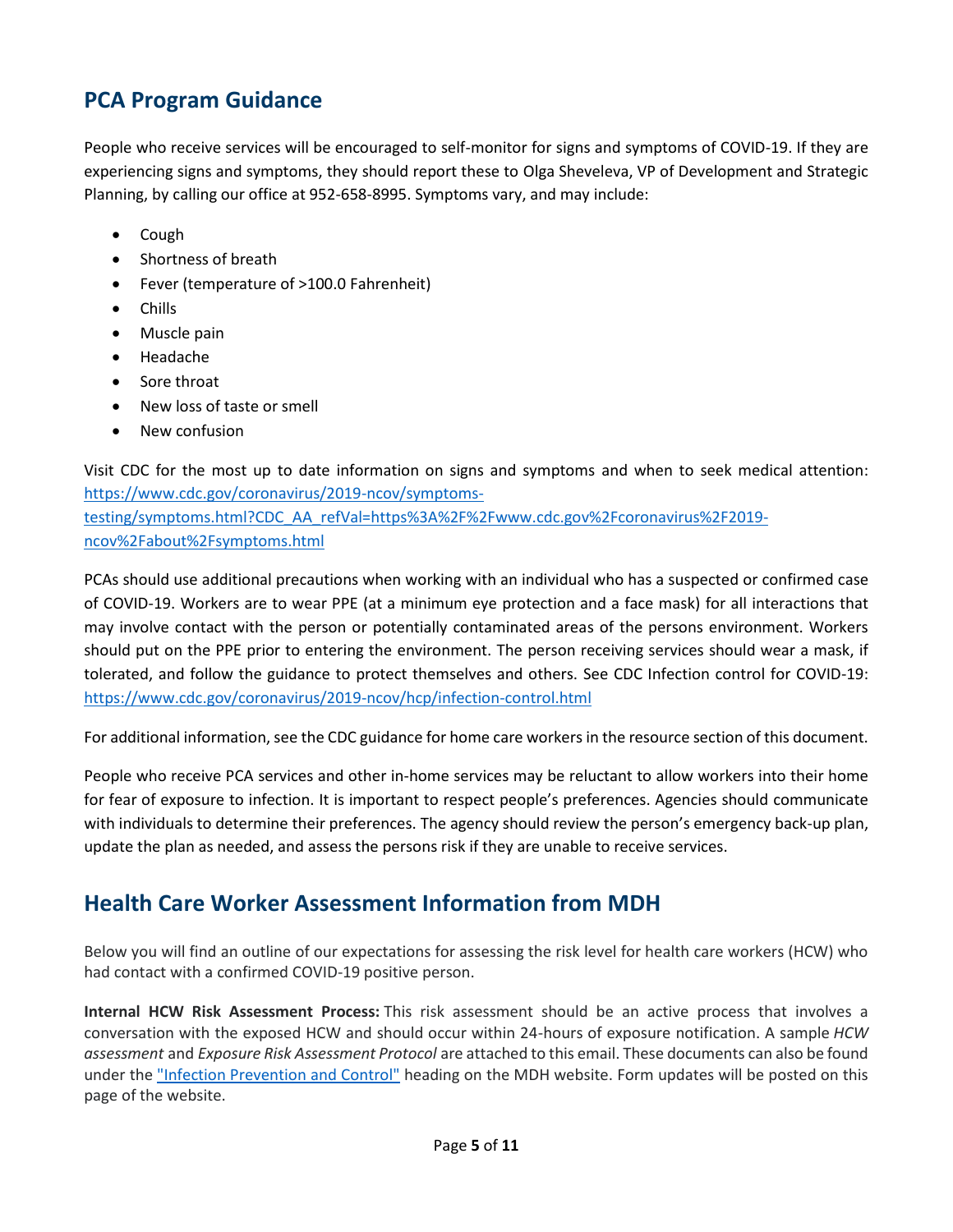## PCA Program Guidance

People who receive services will be encouraged to self-monitor for signs and symptoms of COVID-19. If they are experiencing signs and symptoms, they should report these to Olga Sheveleva, VP of Development and Strategic Planning, by calling our office at 952-658-8995. Symptoms vary, and may include:

- Cough
- Shortness of breath
- Fever (temperature of >100.0 Fahrenheit)
- Chills
- Muscle pain
- Headache
- Sore throat
- New loss of taste or smell
- New confusion

Visit CDC for the most up to date information on signs and symptoms and when to seek medical attention: https://www.cdc.gov/coronavirus/2019-ncov/symptoms-testing/symptoms.html?CDC_AA_refVal=https%3A%2F%2Fwww.cdc.gov%2Fcoronavirus%2F2019-ncov%2Fabout%2Fsymptoms.html

PCAs should use additional precautions when working with an individual who has a suspected or confirmed case of COVID-19. Workers are to wear PPE (at a minimum eye protection and a face mask) for all interactions that may involve contact with the person or potentially contaminated areas of the persons environment. Workers should put on the PPE prior to entering the environment. The person receiving services should wear a mask, if tolerated, and follow the guidance to protect themselves and others. See CDC Infection control for COVID-19: https://www.cdc.gov/coronavirus/2019-ncov/hcp/infection-control.html

For additional information, see the CDC guidance for home care workers in the resource section of this document.

People who receive PCA services and other in-home services may be reluctant to allow workers into their home for fear of exposure to infection. It is important to respect people's preferences. Agencies should communicate with individuals to determine their preferences. The agency should review the person's emergency back-up plan, update the plan as needed, and assess the persons risk if they are unable to receive services.

## Health Care Worker Assessment Information from MDH

Below you will find an outline of our expectations for assessing the risk level for health care workers (HCW) who had contact with a confirmed COVID-19 positive person.

**Internal HCW Risk Assessment Process:** This risk assessment should be an active process that involves a conversation with the exposed HCW and should occur within 24-hours of exposure notification. A sample *HCW assessment* and *Exposure Risk Assessment Protocol* are attached to this email. These documents can also be found under the "Infection Prevention and Control" heading on the MDH website. Form updates will be posted on this page of the website.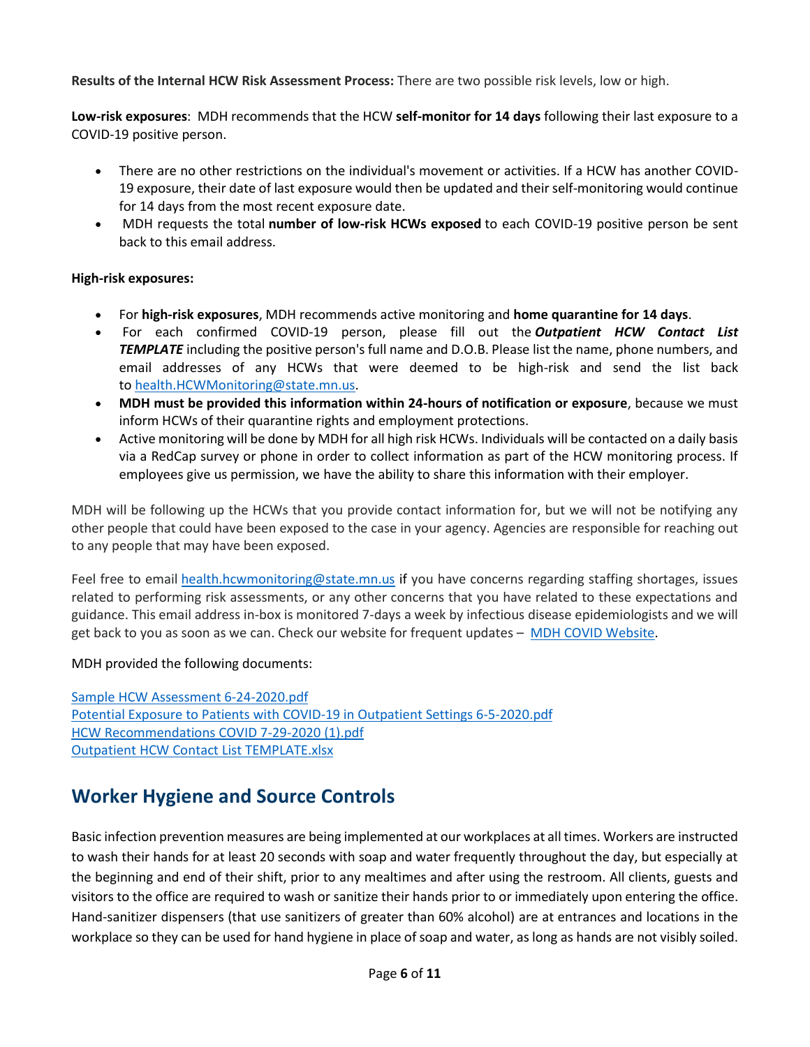**Results of the Internal HCW Risk Assessment Process:** There are two possible risk levels, low or high.

**Low-risk exposures**: MDH recommends that the HCW **self-monitor for 14 days** following their last exposure to a COVID-19 positive person.

- There are no other restrictions on the individual's movement or activities. If a HCW has another COVID-19 exposure, their date of last exposure would then be updated and their self-monitoring would continue for 14 days from the most recent exposure date.
- MDH requests the total **number of low-risk HCWs exposed** to each COVID-19 positive person be sent back to this email address.

**High-risk exposures:**

- For **high-risk exposures**, MDH recommends active monitoring and **home quarantine for 14 days**.
- For each confirmed COVID-19 person, please fill out the ***Outpatient HCW Contact List TEMPLATE*** including the positive person's full name and D.O.B. Please list the name, phone numbers, and email addresses of any HCWs that were deemed to be high-risk and send the list back to [health.HCWMonitoring@state.mn.us](mailto:health.HCWMonitoring@state.mn.us).
- **MDH must be provided this information within 24-hours of notification or exposure**, because we must inform HCWs of their quarantine rights and employment protections.
- Active monitoring will be done by MDH for all high risk HCWs. Individuals will be contacted on a daily basis via a RedCap survey or phone in order to collect information as part of the HCW monitoring process. If employees give us permission, we have the ability to share this information with their employer.

MDH will be following up the HCWs that you provide contact information for, but we will not be notifying any other people that could have been exposed to the case in your agency. Agencies are responsible for reaching out to any people that may have been exposed.

Feel free to email [health.hcwmonitoring@state.mn.us](mailto:health.hcwmonitoring@state.mn.us) if you have concerns regarding staffing shortages, issues related to performing risk assessments, or any other concerns that you have related to these expectations and guidance. This email address in-box is monitored 7-days a week by infectious disease epidemiologists and we will get back to you as soon as we can. Check our website for frequent updates – MDH COVID Website.

MDH provided the following documents:

Sample HCW Assessment 6-24-2020.pdf
Potential Exposure to Patients with COVID-19 in Outpatient Settings 6-5-2020.pdf
HCW Recommendations COVID 7-29-2020 (1).pdf
Outpatient HCW Contact List TEMPLATE.xlsx

## Worker Hygiene and Source Controls

Basic infection prevention measures are being implemented at our workplaces at all times. Workers are instructed to wash their hands for at least 20 seconds with soap and water frequently throughout the day, but especially at the beginning and end of their shift, prior to any mealtimes and after using the restroom. All clients, guests and visitors to the office are required to wash or sanitize their hands prior to or immediately upon entering the office. Hand-sanitizer dispensers (that use sanitizers of greater than 60% alcohol) are at entrances and locations in the workplace so they can be used for hand hygiene in place of soap and water, as long as hands are not visibly soiled.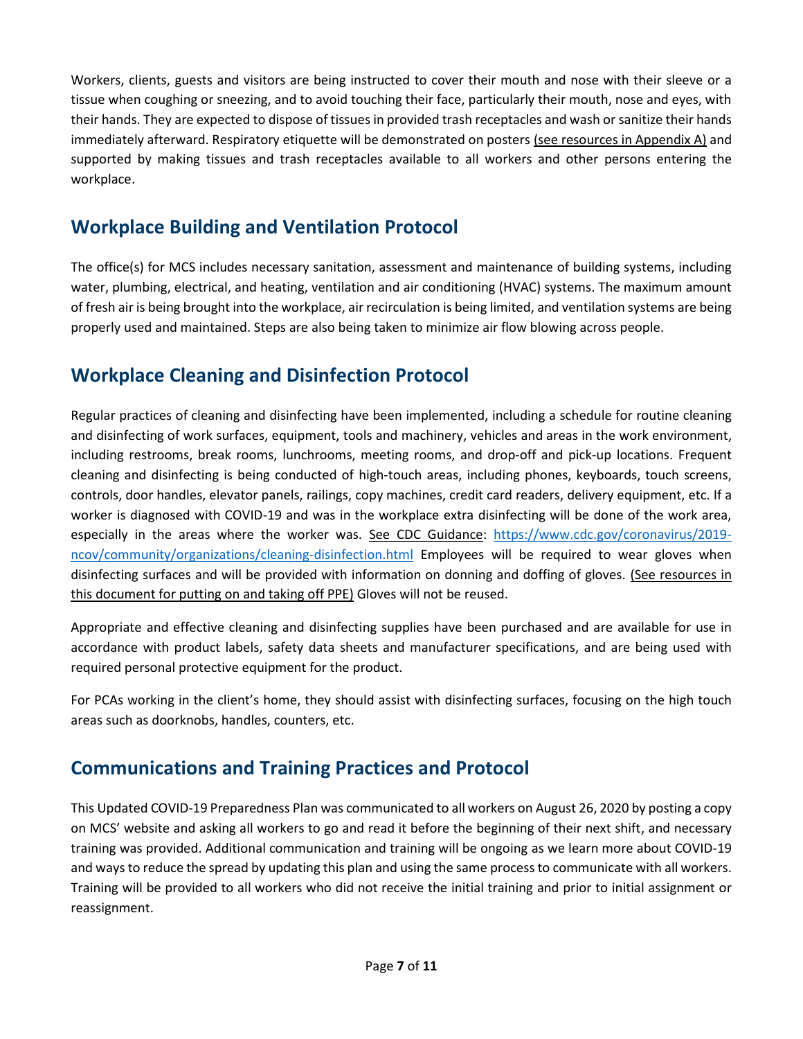Workers, clients, guests and visitors are being instructed to cover their mouth and nose with their sleeve or a tissue when coughing or sneezing, and to avoid touching their face, particularly their mouth, nose and eyes, with their hands. They are expected to dispose of tissues in provided trash receptacles and wash or sanitize their hands immediately afterward. Respiratory etiquette will be demonstrated on posters (see resources in Appendix A) and supported by making tissues and trash receptacles available to all workers and other persons entering the workplace.

## Workplace Building and Ventilation Protocol

The office(s) for MCS includes necessary sanitation, assessment and maintenance of building systems, including water, plumbing, electrical, and heating, ventilation and air conditioning (HVAC) systems. The maximum amount of fresh air is being brought into the workplace, air recirculation is being limited, and ventilation systems are being properly used and maintained. Steps are also being taken to minimize air flow blowing across people.

## Workplace Cleaning and Disinfection Protocol

Regular practices of cleaning and disinfecting have been implemented, including a schedule for routine cleaning and disinfecting of work surfaces, equipment, tools and machinery, vehicles and areas in the work environment, including restrooms, break rooms, lunchrooms, meeting rooms, and drop-off and pick-up locations. Frequent cleaning and disinfecting is being conducted of high-touch areas, including phones, keyboards, touch screens, controls, door handles, elevator panels, railings, copy machines, credit card readers, delivery equipment, etc. If a worker is diagnosed with COVID-19 and was in the workplace extra disinfecting will be done of the work area, especially in the areas where the worker was. See CDC Guidance: [https://www.cdc.gov/coronavirus/2019-ncov/community/organizations/cleaning-disinfection.html](https://www.cdc.gov/coronavirus/2019-ncov/community/organizations/cleaning-disinfection.html) Employees will be required to wear gloves when disinfecting surfaces and will be provided with information on donning and doffing of gloves. (See resources in this document for putting on and taking off PPE) Gloves will not be reused.

Appropriate and effective cleaning and disinfecting supplies have been purchased and are available for use in accordance with product labels, safety data sheets and manufacturer specifications, and are being used with required personal protective equipment for the product.

For PCAs working in the client's home, they should assist with disinfecting surfaces, focusing on the high touch areas such as doorknobs, handles, counters, etc.

## Communications and Training Practices and Protocol

This Updated COVID-19 Preparedness Plan was communicated to all workers on August 26, 2020 by posting a copy on MCS' website and asking all workers to go and read it before the beginning of their next shift, and necessary training was provided. Additional communication and training will be ongoing as we learn more about COVID-19 and ways to reduce the spread by updating this plan and using the same process to communicate with all workers. Training will be provided to all workers who did not receive the initial training and prior to initial assignment or reassignment.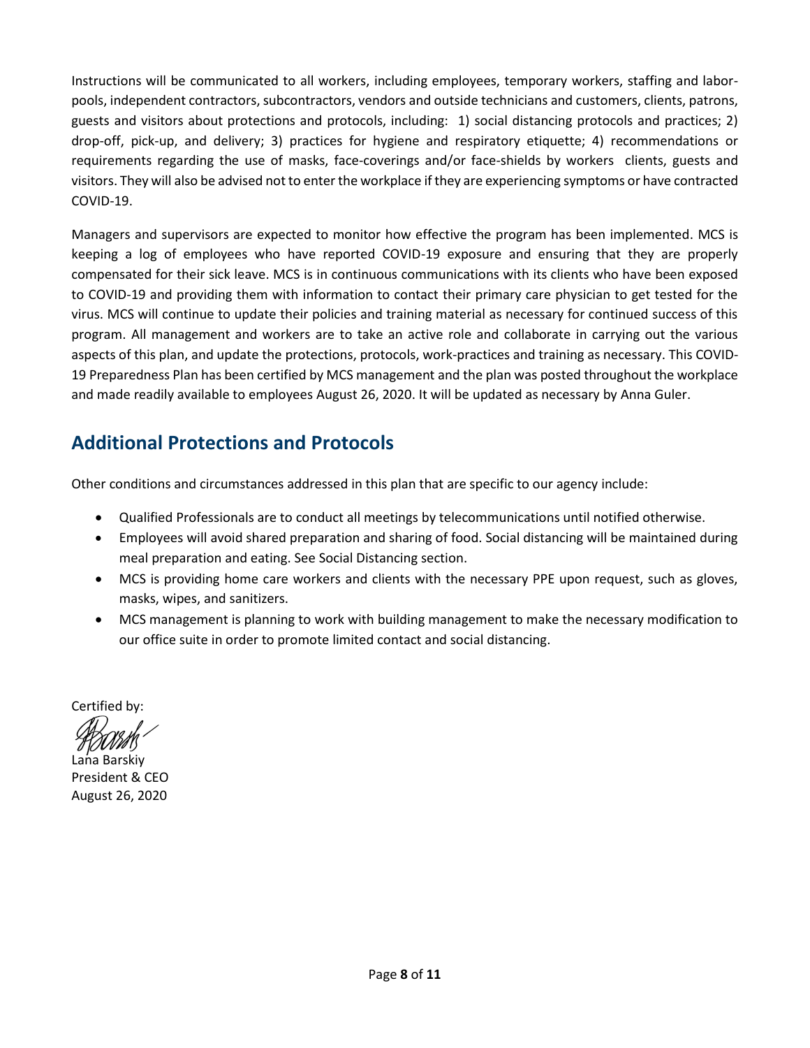Instructions will be communicated to all workers, including employees, temporary workers, staffing and labor-pools, independent contractors, subcontractors, vendors and outside technicians and customers, clients, patrons, guests and visitors about protections and protocols, including: 1) social distancing protocols and practices; 2) drop-off, pick-up, and delivery; 3) practices for hygiene and respiratory etiquette; 4) recommendations or requirements regarding the use of masks, face-coverings and/or face-shields by workers clients, guests and visitors. They will also be advised not to enter the workplace if they are experiencing symptoms or have contracted COVID-19.

Managers and supervisors are expected to monitor how effective the program has been implemented. MCS is keeping a log of employees who have reported COVID-19 exposure and ensuring that they are properly compensated for their sick leave. MCS is in continuous communications with its clients who have been exposed to COVID-19 and providing them with information to contact their primary care physician to get tested for the virus. MCS will continue to update their policies and training material as necessary for continued success of this program. All management and workers are to take an active role and collaborate in carrying out the various aspects of this plan, and update the protections, protocols, work-practices and training as necessary. This COVID-19 Preparedness Plan has been certified by MCS management and the plan was posted throughout the workplace and made readily available to employees August 26, 2020. It will be updated as necessary by Anna Guler.

## Additional Protections and Protocols

Other conditions and circumstances addressed in this plan that are specific to our agency include:

- Qualified Professionals are to conduct all meetings by telecommunications until notified otherwise.
- Employees will avoid shared preparation and sharing of food. Social distancing will be maintained during meal preparation and eating. See Social Distancing section.
- MCS is providing home care workers and clients with the necessary PPE upon request, such as gloves, masks, wipes, and sanitizers.
- MCS management is planning to work with building management to make the necessary modification to our office suite in order to promote limited contact and social distancing.

Certified by:

Lana Barskiy
President & CEO
August 26, 2020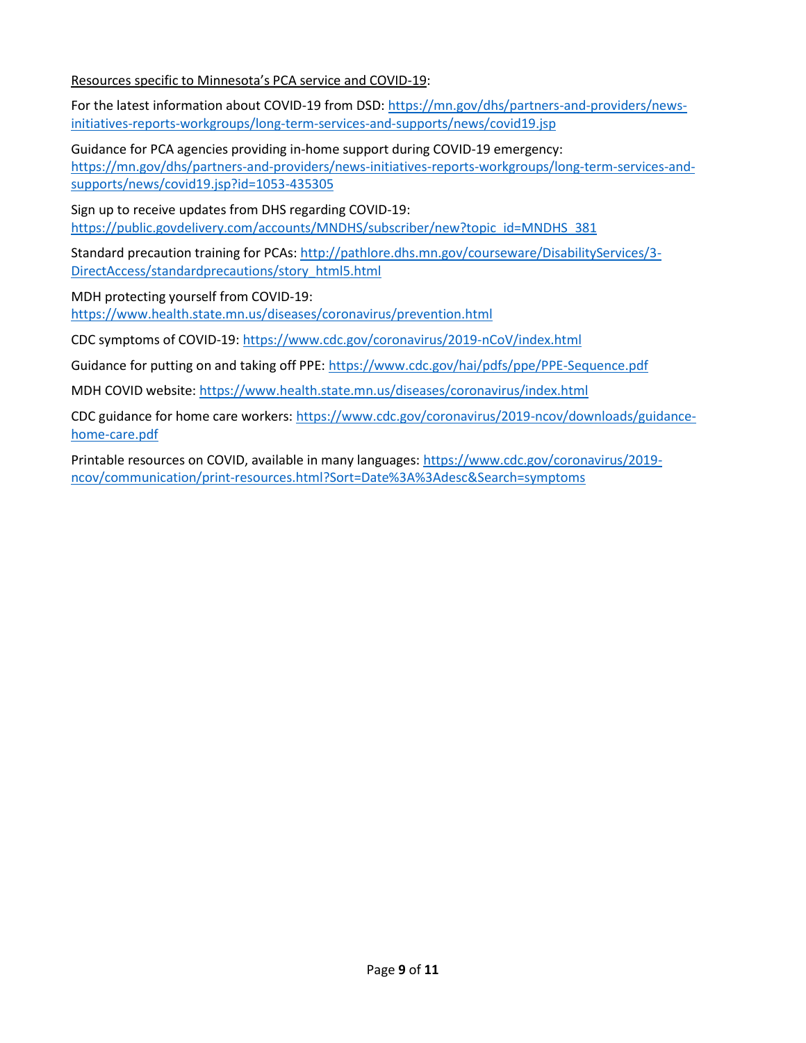Resources specific to Minnesota's PCA service and COVID-19:

For the latest information about COVID-19 from DSD: https://mn.gov/dhs/partners-and-providers/news-initiatives-reports-workgroups/long-term-services-and-supports/news/covid19.jsp

Guidance for PCA agencies providing in-home support during COVID-19 emergency: https://mn.gov/dhs/partners-and-providers/news-initiatives-reports-workgroups/long-term-services-and-supports/news/covid19.jsp?id=1053-435305

Sign up to receive updates from DHS regarding COVID-19: https://public.govdelivery.com/accounts/MNDHS/subscriber/new?topic_id=MNDHS_381

Standard precaution training for PCAs: http://pathlore.dhs.mn.gov/courseware/DisabilityServices/3-DirectAccess/standardprecautions/story_html5.html

MDH protecting yourself from COVID-19: https://www.health.state.mn.us/diseases/coronavirus/prevention.html

CDC symptoms of COVID-19: https://www.cdc.gov/coronavirus/2019-nCoV/index.html

Guidance for putting on and taking off PPE: https://www.cdc.gov/hai/pdfs/ppe/PPE-Sequence.pdf

MDH COVID website: https://www.health.state.mn.us/diseases/coronavirus/index.html

CDC guidance for home care workers: https://www.cdc.gov/coronavirus/2019-ncov/downloads/guidance-home-care.pdf

Printable resources on COVID, available in many languages: https://www.cdc.gov/coronavirus/2019-ncov/communication/print-resources.html?Sort=Date%3A%3Adesc&Search=symptoms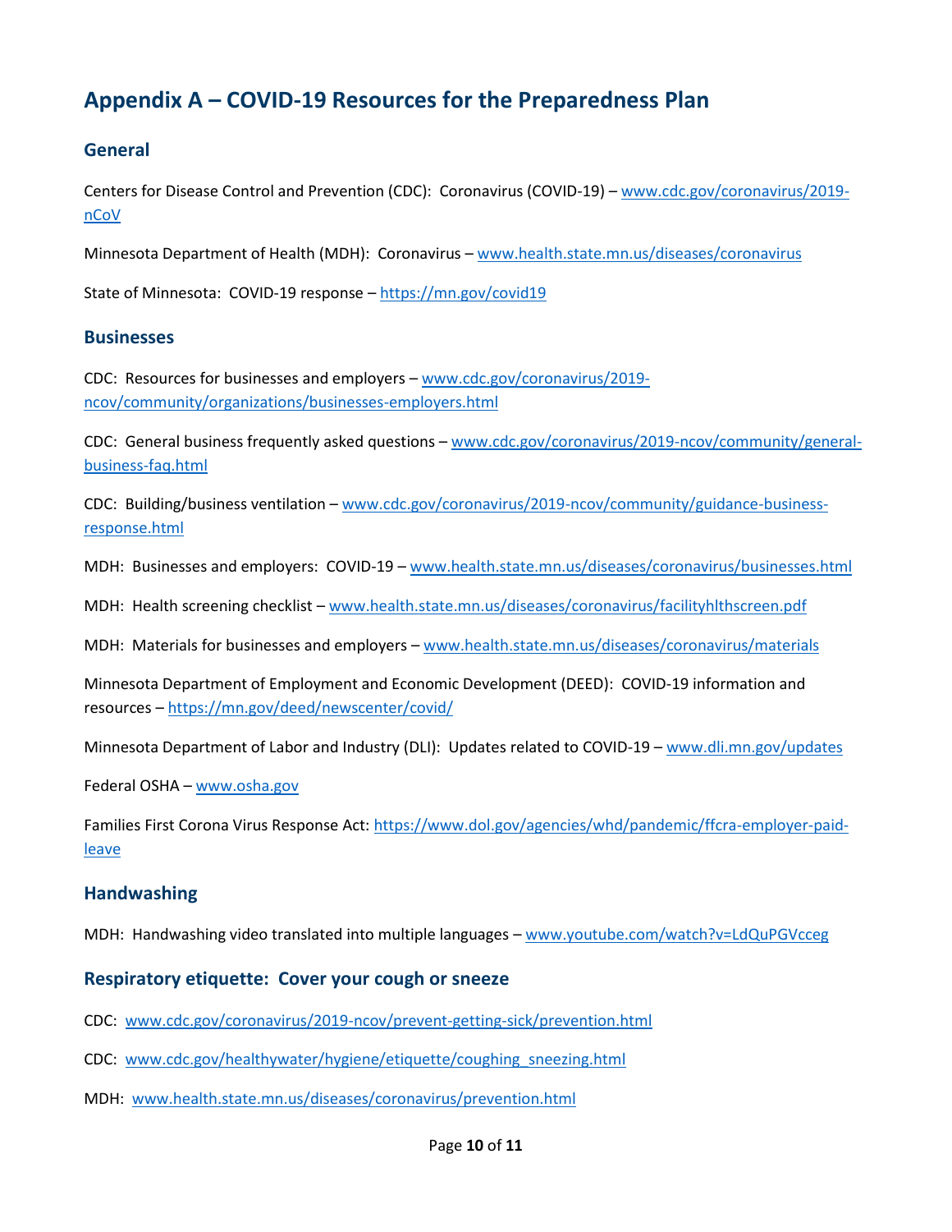# Appendix A – COVID-19 Resources for the Preparedness Plan

## General

Centers for Disease Control and Prevention (CDC): Coronavirus (COVID-19) – www.cdc.gov/coronavirus/2019-nCoV

Minnesota Department of Health (MDH): Coronavirus – www.health.state.mn.us/diseases/coronavirus

State of Minnesota: COVID-19 response – https://mn.gov/covid19

## Businesses

CDC: Resources for businesses and employers – www.cdc.gov/coronavirus/2019-ncov/community/organizations/businesses-employers.html

CDC: General business frequently asked questions – www.cdc.gov/coronavirus/2019-ncov/community/general-business-faq.html

CDC: Building/business ventilation – www.cdc.gov/coronavirus/2019-ncov/community/guidance-business-response.html

MDH: Businesses and employers: COVID-19 – www.health.state.mn.us/diseases/coronavirus/businesses.html

MDH: Health screening checklist – www.health.state.mn.us/diseases/coronavirus/facilityhlthscreen.pdf

MDH: Materials for businesses and employers – www.health.state.mn.us/diseases/coronavirus/materials

Minnesota Department of Employment and Economic Development (DEED): COVID-19 information and resources – https://mn.gov/deed/newscenter/covid/

Minnesota Department of Labor and Industry (DLI): Updates related to COVID-19 – www.dli.mn.gov/updates

Federal OSHA – www.osha.gov

Families First Corona Virus Response Act: https://www.dol.gov/agencies/whd/pandemic/ffcra-employer-paid-leave

## Handwashing

MDH: Handwashing video translated into multiple languages – www.youtube.com/watch?v=LdQuPGVcceg

## Respiratory etiquette: Cover your cough or sneeze

CDC: www.cdc.gov/coronavirus/2019-ncov/prevent-getting-sick/prevention.html

CDC: www.cdc.gov/healthywater/hygiene/etiquette/coughing_sneezing.html

MDH: www.health.state.mn.us/diseases/coronavirus/prevention.html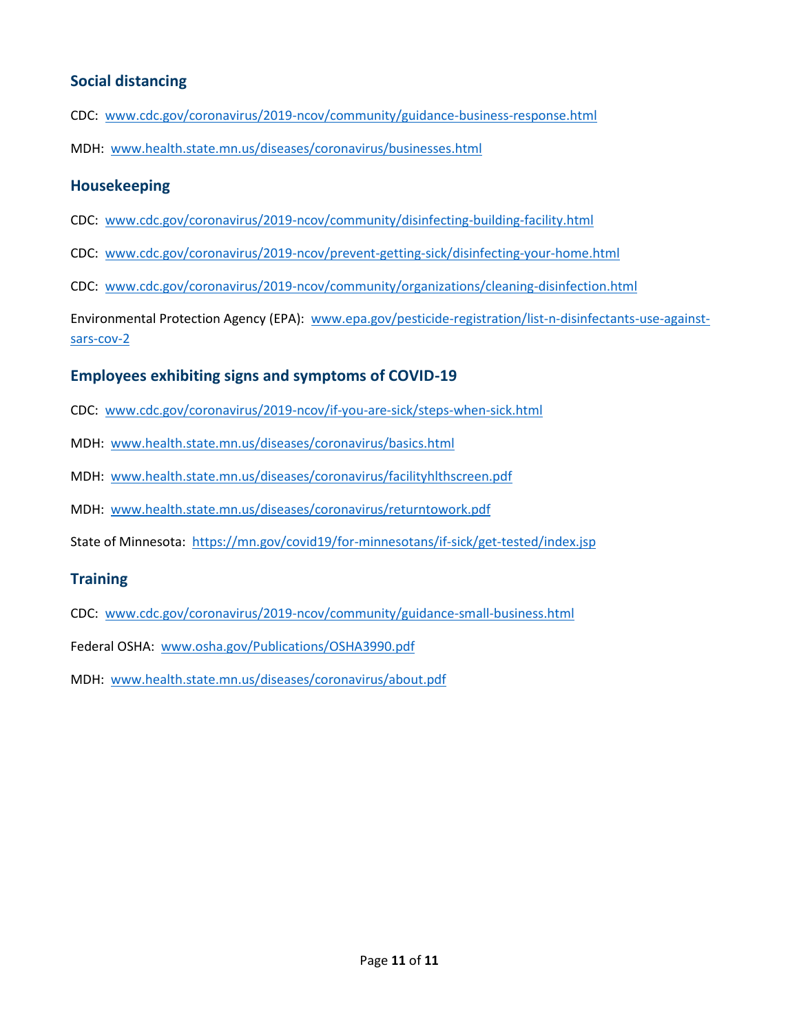## Social distancing

CDC: www.cdc.gov/coronavirus/2019-ncov/community/guidance-business-response.html

MDH: www.health.state.mn.us/diseases/coronavirus/businesses.html

## Housekeeping

CDC: www.cdc.gov/coronavirus/2019-ncov/community/disinfecting-building-facility.html

CDC: www.cdc.gov/coronavirus/2019-ncov/prevent-getting-sick/disinfecting-your-home.html

CDC: www.cdc.gov/coronavirus/2019-ncov/community/organizations/cleaning-disinfection.html

Environmental Protection Agency (EPA): www.epa.gov/pesticide-registration/list-n-disinfectants-use-against-sars-cov-2

## Employees exhibiting signs and symptoms of COVID-19

CDC: www.cdc.gov/coronavirus/2019-ncov/if-you-are-sick/steps-when-sick.html

MDH: www.health.state.mn.us/diseases/coronavirus/basics.html

MDH: www.health.state.mn.us/diseases/coronavirus/facilityhlthscreen.pdf

MDH: www.health.state.mn.us/diseases/coronavirus/returntowork.pdf

State of Minnesota: https://mn.gov/covid19/for-minnesotans/if-sick/get-tested/index.jsp

## Training

CDC: www.cdc.gov/coronavirus/2019-ncov/community/guidance-small-business.html

Federal OSHA: www.osha.gov/Publications/OSHA3990.pdf

MDH: www.health.state.mn.us/diseases/coronavirus/about.pdf